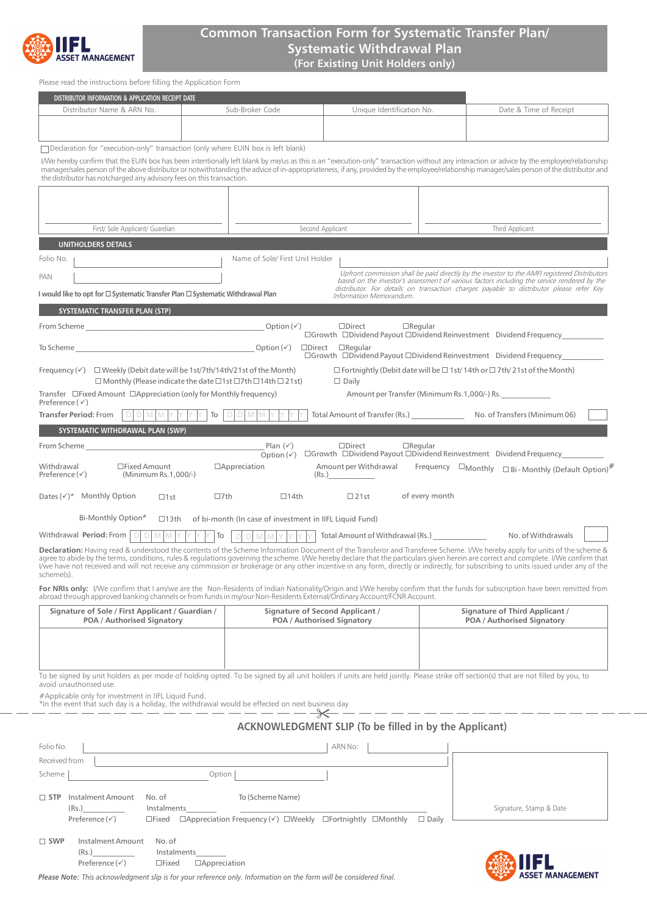IIFL ASSET MANAGEMENT

# Common Transaction Form for Systematic Transfer Plan/ Systematic Withdrawal Plan
## (For Existing Unit Holders only)

Please read the instructions before filling the Application Form

**DISTRIBUTOR INFORMATION & APPLICATION RECEIPT DATE**

| Distributor Name & ARN No. | Sub-Broker Code | Unique Identification No. | Date & Time of Receipt |
|---|---|---|---|
| | | | |

☐ Declaration for "execution-only" transaction (only where EUIN box is left blank)

I/We hereby confirm that the EUIN box has been intentionally left blank by me/us as this is an "execution-only" transaction without any interaction or advice by the employee/relationship manager/sales person of the above distributor or notwithstanding the advice of in-appropriateness, if any, provided by the employee/relationship manager/sales person of the distributor and the distributor has not charged any advisory fees on this transaction.

| First/ Sole Applicant/ Guardian | Second Applicant | Third Applicant |
|---|---|---|
| | | |

**UNITHOLDERS DETAILS**

Folio No. ____________ Name of Sole/ First Unit Holder ____________

PAN ____________

*Upfront commission shall be paid directly by the investor to the AMFI registered Distributors based on the investor's assessment of various factors including the service rendered by the distributor. For details on transaction charges payable to distributor please refer Key Information Memorandum.*

**I would like to opt for ☐ Systematic Transfer Plan ☐ Systematic Withdrawal Plan**

**SYSTEMATIC TRANSFER PLAN (STP)**

From Scheme ____________ Option (✓) ☐Direct ☐Regular
☐Growth ☐Dividend Payout ☐Dividend Reinvestment Dividend Frequency__________

To Scheme ____________ Option (✓) ☐Direct ☐Regular
☐Growth ☐Dividend Payout ☐Dividend Reinvestment Dividend Frequency__________

Frequency (✓) ☐ Weekly (Debit date will be 1st/7th/14th/21st of the Month) ☐ Fortnightly (Debit date will be ☐ 1st/ 14th or ☐ 7th/ 21st of the Month)
☐ Monthly (Please indicate the date ☐1st ☐7th ☐14th ☐ 21st) ☐ Daily

Transfer Preference (✓) ☐Fixed Amount ☐Appreciation (only for Monthly frequency) Amount per Transfer (Minimum Rs.1,000/-) Rs.____________

**Transfer Period:** From D D M M Y Y Y Y To D D M M Y Y Y Y Total Amount of Transfer (Rs.) ____________ No. of Transfers (Minimum 06) ☐

**SYSTEMATIC WITHDRAWAL PLAN (SWP)**

From Scheme ____________ Plan (✓) ☐Direct ☐Regular
Option (✓) ☐Growth ☐Dividend Payout ☐Dividend Reinvestment Dividend Frequency__________

Withdrawal Preference (✓) ☐Fixed Amount (Minimum Rs.1,000/-) ☐Appreciation Amount per Withdrawal (Rs.)__________ Frequency ☐Monthly ☐ Bi - Monthly (Default Option)#

Dates (✓)* Monthly Option ☐1st ☐7th ☐14th ☐21st of every month

Bi-Monthly Option# ☐13th of bi-month (In case of investment in IIFL Liquid Fund)

Withdrawal Period: From D D M M Y Y Y Y To D D M M Y Y Y Y Total Amount of Withdrawal (Rs.) ____________ No. of Withdrawals ☐

**Declaration:** Having read & understood the contents of the Scheme Information Document of the Transferor and Transferee Scheme. I/We hereby apply for units of the scheme & agree to abide by the terms, conditions, rules & regulations governing the scheme. I/We hereby declare that the particulars given herein are correct and complete. I/We confirm that I/we have not received and will not receive any commission or brokerage or any other incentive in any form, directly or indirectly, for subscribing to units issued under any of the scheme(s).

**For NRIs only:** I/We confirm that I am/we are the Non-Residents of Indian Nationality/Origin and I/We hereby confirm that the funds for subscription have been remitted from abroad through approved banking channels or from funds in my/our Non-Residents External/Ordinary Account/FCNR Account.

| Signature of Sole / First Applicant / Guardian / POA / Authorised Signatory | Signature of Second Applicant / POA / Authorised Signatory | Signature of Third Applicant / POA / Authorised Signatory |
|---|---|---|
| | | |

To be signed by unit holders as per mode of holding opted. To be signed by all unit holders if units are held jointly. Please strike off section(s) that are not filled by you, to avoid unauthorised use.

#Applicable only for investment in IIFL Liquid Fund.
*In the event that such day is a holiday, the withdrawal would be effected on next business day

---

## ACKNOWLEDGMENT SLIP (To be filled in by the Applicant)

Folio No. ____________ ARN No: ____________

Received from ____________

Scheme ____________ Option ____________

☐ **STP** Instalment Amount (Rs.)__________ No. of Instalments__________ To (Scheme Name)
Preference (✓) ☐Fixed ☐Appreciation Frequency (✓) ☐Weekly ☐Fortnightly ☐Monthly ☐ Daily

☐ **SWP** Instalment Amount (Rs.)__________ No. of Instalments__________
Preference (✓) ☐Fixed ☐Appreciation

Signature, Stamp & Date

IIFL ASSET MANAGEMENT

***Please Note:** This acknowledgment slip is for your reference only. Information on the form will be considered final.*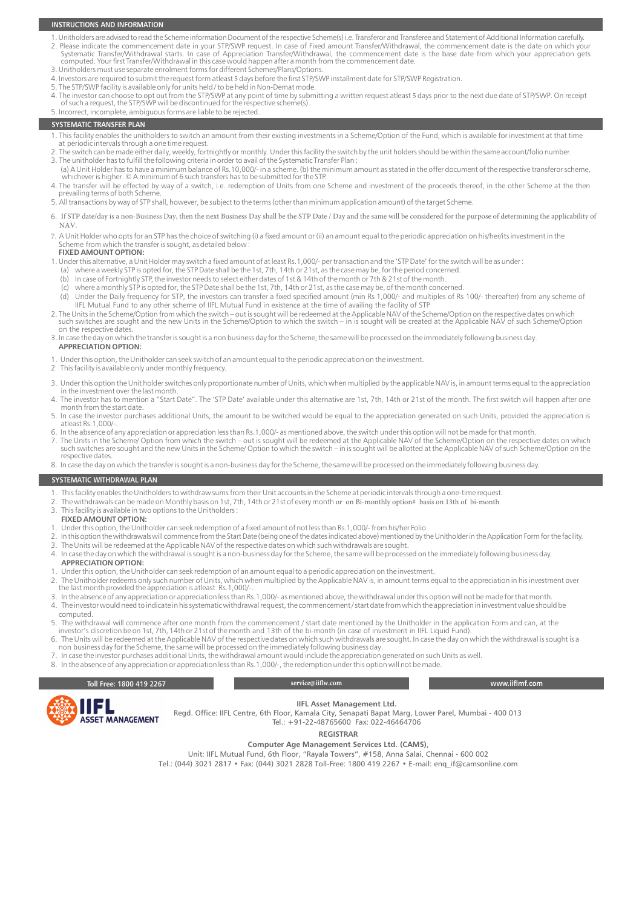## INSTRUCTIONS AND INFORMATION

1. Unitholders are advised to read the Scheme information Document of the respective Scheme(s) i.e. Transferor and Transferee and Statement of Additional Information carefully.
2. Please indicate the commencement date in your STP/SWP request. In case of Fixed amount Transfer/Withdrawal, the commencement date is the date on which your Systematic Transfer/Withdrawal starts. In case of Appreciation Transfer/Withdrawal, the commencement date is the base date from which your appreciation gets computed. Your first Transfer/Withdrawal in this case would happen after a month from the commencement date.
3. Unitholders must use separate enrolment forms for different Schemes/Plans/Options.
4. Investors are required to submit the request form atleast 5 days before the first STP/SWP installment date for STP/SWP Registration.
5. The STP/SWP facility is available only for units held / to be held in Non-Demat mode.
4. The investor can choose to opt out from the STP/SWP at any point of time by submitting a written request atleast 5 days prior to the next due date of STP/SWP. On receipt of such a request, the STP/SWP will be discontinued for the respective scheme(s).
5. Incorrect, incomplete, ambiguous forms are liable to be rejected.

## SYSTEMATIC TRANSFER PLAN

1. This facility enables the unitholders to switch an amount from their existing investments in a Scheme/Option of the Fund, which is available for investment at that time at periodic intervals through a one time request.
2. The switch can be made either daily, weekly, fortnightly or monthly. Under this facility the switch by the unit holders should be within the same account/folio number.
3. The unitholder has to fulfill the following criteria in order to avail of the Systematic Transfer Plan :
   (a) A Unit Holder has to have a minimum balance of Rs.10,000/- in a scheme. (b) the minimum amount as stated in the offer document of the respective transferor scheme, whichever is higher. © A minimum of 6 such transfers has to be submitted for the STP.
4. The transfer will be effected by way of a switch, i.e. redemption of Units from one Scheme and investment of the proceeds thereof, in the other Scheme at the then prevailing terms of both Scheme.
5. All transactions by way of STP shall, however, be subject to the terms (other than minimum application amount) of the target Scheme.
6. If STP date/day is a non-Business Day, then the next Business Day shall be the STP Date / Day and the same will be considered for the purpose of determining the applicability of NAV.
7. A Unit Holder who opts for an STP has the choice of switching (i) a fixed amount or (ii) an amount equal to the periodic appreciation on his/her/its investment in the Scheme from which the transfer is sought, as detailed below :

**FIXED AMOUNT OPTION:**

1. Under this alternative, a Unit Holder may switch a fixed amount of at least Rs.1,000/- per transaction and the 'STP Date' for the switch will be as under :
   (a) where a weekly STP is opted for, the STP Date shall be the 1st, 7th, 14th or 21st, as the case may be, for the period concerned.
   (b) In case of Fortnightly STP, the investor needs to select either dates of 1st & 14th of the month or 7th & 21st of the month.
   (c) where a monthly STP is opted for, the STP Date shall be the 1st, 7th, 14th or 21st, as the case may be, of the month concerned.
   (d) Under the Daily frequency for STP, the investors can transfer a fixed specified amount (min Rs 1,000/- and multiples of Rs 100/- thereafter) from any scheme of IIFL Mutual Fund to any other scheme of IIFL Mutual Fund in existence at the time of availing the facility of STP
2. The Units in the Scheme/Option from which the switch – out is sought will be redeemed at the Applicable NAV of the Scheme/Option on the respective dates on which such switches are sought and the new Units in the Scheme/Option to which the switch – in is sought will be created at the Applicable NAV of such Scheme/Option on the respective dates.
3. In case the day on which the transfer is sought is a non business day for the Scheme, the same will be processed on the immediately following business day.

**APPRECIATION OPTION:**

1. Under this option, the Unitholder can seek switch of an amount equal to the periodic appreciation on the investment.
2. This facility is available only under monthly frequency.
3. Under this option the Unit holder switches only proportionate number of Units, which when multiplied by the applicable NAV is, in amount terms equal to the appreciation in the investment over the last month.
4. The investor has to mention a "Start Date". The 'STP Date' available under this alternative are 1st, 7th, 14th or 21st of the month. The first switch will happen after one month from the start date.
5. In case the investor purchases additional Units, the amount to be switched would be equal to the appreciation generated on such Units, provided the appreciation is atleast Rs.1,000/-.
6. In the absence of any appreciation or appreciation less than Rs.1,000/- as mentioned above, the switch under this option will not be made for that month.
7. The Units in the Scheme/ Option from which the switch – out is sought will be redeemed at the Applicable NAV of the Scheme/Option on the respective dates on which such switches are sought and the new Units in the Scheme/ Option to which the switch – in is sought will be allotted at the Applicable NAV of such Scheme/Option on the respective dates.
8. In case the day on which the transfer is sought is a non-business day for the Scheme, the same will be processed on the immediately following business day.

## SYSTEMATIC WITHDRAWAL PLAN

1. This facility enables the Unitholders to withdraw sums from their Unit accounts in the Scheme at periodic intervals through a one-time request.
2. The withdrawals can be made on Monthly basis on 1st, 7th, 14th or 21st of every month or on Bi-monthly option# basis on 13th of bi-month
3. This facility is available in two options to the Unitholders :

**FIXED AMOUNT OPTION:**

1. Under this option, the Unitholder can seek redemption of a fixed amount of not less than Rs.1,000/- from his/her Folio.
2. In this option the withdrawals will commence from the Start Date (being one of the dates indicated above) mentioned by the Unitholder in the Application Form for the facility.
3. The Units will be redeemed at the Applicable NAV of the respective dates on which such withdrawals are sought.
4. In case the day on which the withdrawal is sought is a non-business day for the Scheme, the same will be processed on the immediately following business day.

**APPRECIATION OPTION:**

1. Under this option, the Unitholder can seek redemption of an amount equal to a periodic appreciation on the investment.
2. The Unitholder redeems only such number of Units, which when multiplied by the Applicable NAV is, in amount terms equal to the appreciation in his investment over the last month provided the appreciation is atleast Rs.1,000/-.
3. In the absence of any appreciation or appreciation less than Rs.1,000/- as mentioned above, the withdrawal under this option will not be made for that month.
4. The investor would need to indicate in his systematic withdrawal request, the commencement / start date from which the appreciation in investment value should be computed.
5. The withdrawal will commence after one month from the commencement / start date mentioned by the Unitholder in the application Form and can, at the investor's discretion be on 1st, 7th, 14th or 21st of the month and 13th of the bi-month (in case of investment in IIFL Liquid Fund).
6. The Units will be redeemed at the Applicable NAV of the respective dates on which such withdrawals are sought. In case the day on which the withdrawal is sought is a non business day for the Scheme, the same will be processed on the immediately following business day.
7. In case the investor purchases additional Units, the withdrawal amount would include the appreciation generated on such Units as well.
8. In the absence of any appreciation or appreciation less than Rs.1,000/-, the redemption under this option will not be made.

**Toll Free: 1800 419 2267** | **service@iiflw.com** | **www.iiflmf.com**

**IIFL Asset Management Ltd.**
Regd. Office: IIFL Centre, 6th Floor, Kamala City, Senapati Bapat Marg, Lower Parel, Mumbai - 400 013
Tel.: +91-22-48765600 Fax: 022-46464706

**REGISTRAR**

**Computer Age Management Services Ltd. (CAMS)**,
Unit: IIFL Mutual Fund, 6th Floor, "Rayala Towers", #158, Anna Salai, Chennai - 600 002
Tel.: (044) 3021 2817 • Fax: (044) 3021 2828 Toll-Free: 1800 419 2267 • E-mail: enq_if@camsonline.com